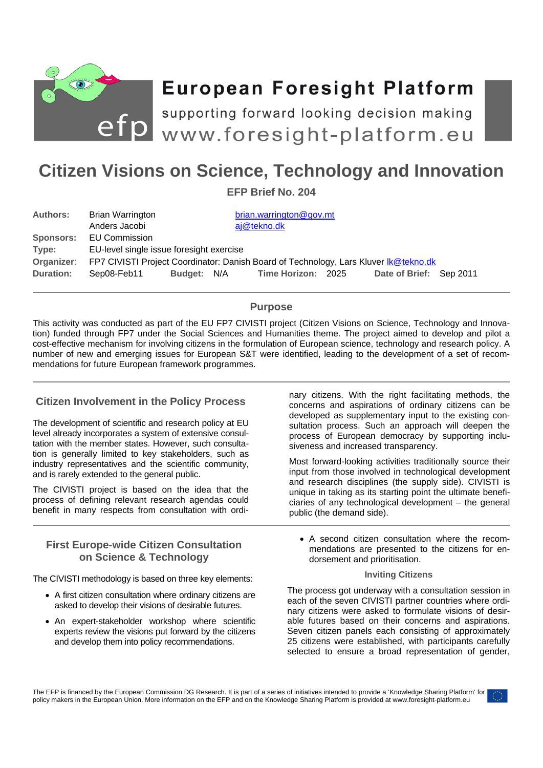# European Foresight Platform

supporting forward looking decision making

www.foresight-platform.eu

# Citizen Visions on Science, Technology and Innovation

**EFP Brief No. 204**

| | | | | | | | |
|---|---|---|---|---|---|---|---|
| **Authors:** | Brian Warrington | | brian.warrington@gov.mt | | | | |
| | Anders Jacobi | | aj@tekno.dk | | | | |
| **Sponsors:** | EU Commission | | | | | | |
| **Type:** | EU-level single issue foresight exercise | | | | | | |
| **Organizer:** | FP7 CIVISTI Project Coordinator: Danish Board of Technology, Lars Kluver lk@tekno.dk | | | | | | |
| **Duration:** | Sep08-Feb11 | **Budget:** | N/A | **Time Horizon:** | 2025 | **Date of Brief:** | Sep 2011 |

## Purpose

This activity was conducted as part of the EU FP7 CIVISTI project (Citizen Visions on Science, Technology and Innovation) funded through FP7 under the Social Sciences and Humanities theme. The project aimed to develop and pilot a cost-effective mechanism for involving citizens in the formulation of European science, technology and research policy. A number of new and emerging issues for European S&T were identified, leading to the development of a set of recommendations for future European framework programmes.

## Citizen Involvement in the Policy Process

The development of scientific and research policy at EU level already incorporates a system of extensive consultation with the member states. However, such consultation is generally limited to key stakeholders, such as industry representatives and the scientific community, and is rarely extended to the general public.

The CIVISTI project is based on the idea that the process of defining relevant research agendas could benefit in many respects from consultation with ordinary citizens. With the right facilitating methods, the concerns and aspirations of ordinary citizens can be developed as supplementary input to the existing consultation process. Such an approach will deepen the process of European democracy by supporting inclusiveness and increased transparency.

Most forward-looking activities traditionally source their input from those involved in technological development and research disciplines (the supply side). CIVISTI is unique in taking as its starting point the ultimate beneficiaries of any technological development – the general public (the demand side).

## First Europe-wide Citizen Consultation on Science & Technology

The CIVISTI methodology is based on three key elements:

- A first citizen consultation where ordinary citizens are asked to develop their visions of desirable futures.
- An expert-stakeholder workshop where scientific experts review the visions put forward by the citizens and develop them into policy recommendations.
- A second citizen consultation where the recommendations are presented to the citizens for endorsement and prioritisation.

### Inviting Citizens

The process got underway with a consultation session in each of the seven CIVISTI partner countries where ordinary citizens were asked to formulate visions of desirable futures based on their concerns and aspirations. Seven citizen panels each consisting of approximately 25 citizens were established, with participants carefully selected to ensure a broad representation of gender,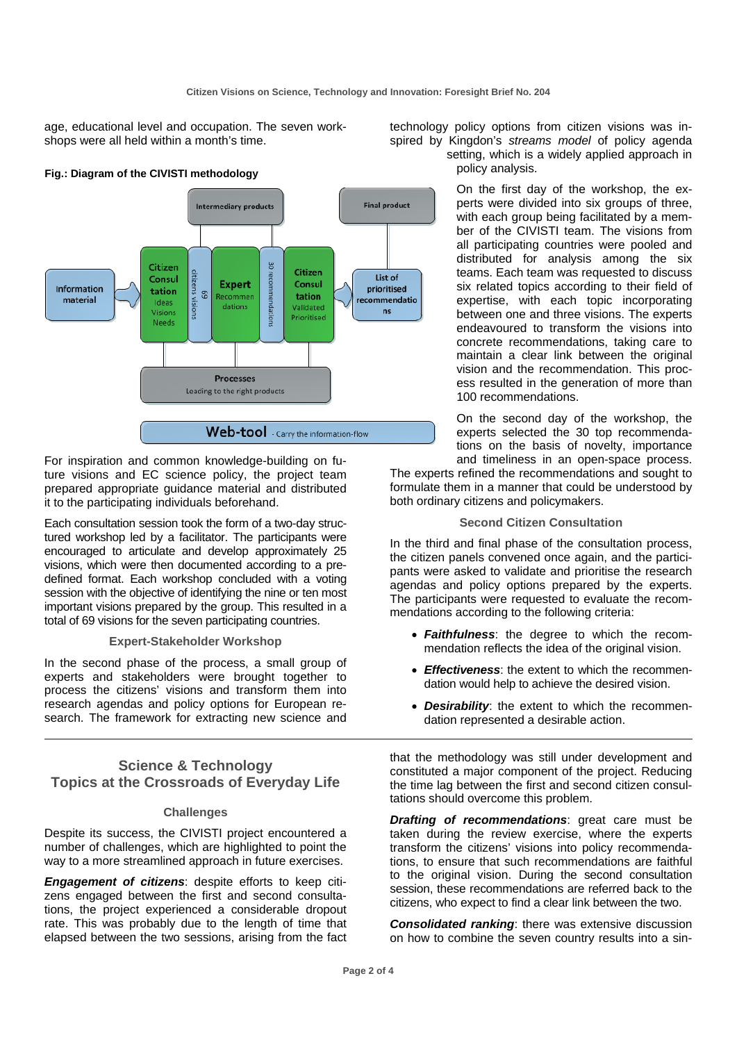age, educational level and occupation. The seven workshops were all held within a month's time.

**Fig.: Diagram of the CIVISTI methodology**

For inspiration and common knowledge-building on future visions and EC science policy, the project team prepared appropriate guidance material and distributed it to the participating individuals beforehand.

Each consultation session took the form of a two-day structured workshop led by a facilitator. The participants were encouraged to articulate and develop approximately 25 visions, which were then documented according to a predefined format. Each workshop concluded with a voting session with the objective of identifying the nine or ten most important visions prepared by the group. This resulted in a total of 69 visions for the seven participating countries.

### Expert-Stakeholder Workshop

In the second phase of the process, a small group of experts and stakeholders were brought together to process the citizens' visions and transform them into research agendas and policy options for European research. The framework for extracting new science and technology policy options from citizen visions was inspired by Kingdon's *streams model* of policy agenda setting, which is a widely applied approach in policy analysis.

On the first day of the workshop, the experts were divided into six groups of three, with each group being facilitated by a member of the CIVISTI team. The visions from all participating countries were pooled and distributed for analysis among the six teams. Each team was requested to discuss six related topics according to their field of expertise, with each topic incorporating between one and three visions. The experts endeavoured to transform the visions into concrete recommendations, taking care to maintain a clear link between the original vision and the recommendation. This process resulted in the generation of more than 100 recommendations.

On the second day of the workshop, the experts selected the 30 top recommendations on the basis of novelty, importance and timeliness in an open-space process. The experts refined the recommendations and sought to formulate them in a manner that could be understood by both ordinary citizens and policymakers.

### Second Citizen Consultation

In the third and final phase of the consultation process, the citizen panels convened once again, and the participants were asked to validate and prioritise the research agendas and policy options prepared by the experts. The participants were requested to evaluate the recommendations according to the following criteria:

- ***Faithfulness***: the degree to which the recommendation reflects the idea of the original vision.
- ***Effectiveness***: the extent to which the recommendation would help to achieve the desired vision.
- ***Desirability***: the extent to which the recommendation represented a desirable action.

## Science & Technology Topics at the Crossroads of Everyday Life

### Challenges

Despite its success, the CIVISTI project encountered a number of challenges, which are highlighted to point the way to a more streamlined approach in future exercises.

***Engagement of citizens***: despite efforts to keep citizens engaged between the first and second consultations, the project experienced a considerable dropout rate. This was probably due to the length of time that elapsed between the two sessions, arising from the fact that the methodology was still under development and constituted a major component of the project. Reducing the time lag between the first and second citizen consultations should overcome this problem.

***Drafting of recommendations***: great care must be taken during the review exercise, where the experts transform the citizens' visions into policy recommendations, to ensure that such recommendations are faithful to the original vision. During the second consultation session, these recommendations are referred back to the citizens, who expect to find a clear link between the two.

***Consolidated ranking***: there was extensive discussion on how to combine the seven country results into a sin-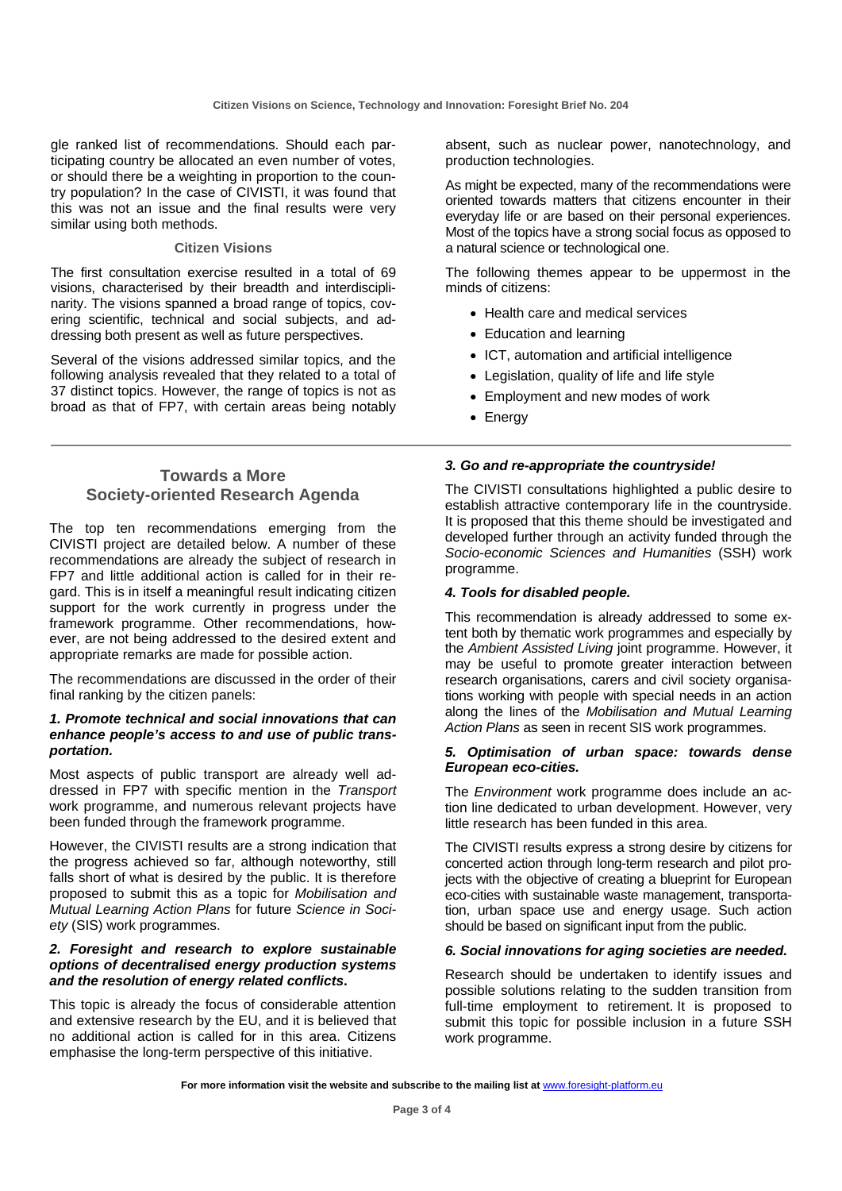gle ranked list of recommendations. Should each participating country be allocated an even number of votes, or should there be a weighting in proportion to the country population? In the case of CIVISTI, it was found that this was not an issue and the final results were very similar using both methods.

### Citizen Visions

The first consultation exercise resulted in a total of 69 visions, characterised by their breadth and interdisciplinarity. The visions spanned a broad range of topics, covering scientific, technical and social subjects, and addressing both present as well as future perspectives.

Several of the visions addressed similar topics, and the following analysis revealed that they related to a total of 37 distinct topics. However, the range of topics is not as broad as that of FP7, with certain areas being notably absent, such as nuclear power, nanotechnology, and production technologies.

As might be expected, many of the recommendations were oriented towards matters that citizens encounter in their everyday life or are based on their personal experiences. Most of the topics have a strong social focus as opposed to a natural science or technological one.

The following themes appear to be uppermost in the minds of citizens:

- Health care and medical services
- Education and learning
- ICT, automation and artificial intelligence
- Legislation, quality of life and life style
- Employment and new modes of work
- Energy

## Towards a More Society-oriented Research Agenda

The top ten recommendations emerging from the CIVISTI project are detailed below. A number of these recommendations are already the subject of research in FP7 and little additional action is called for in their regard. This is in itself a meaningful result indicating citizen support for the work currently in progress under the framework programme. Other recommendations, however, are not being addressed to the desired extent and appropriate remarks are made for possible action.

The recommendations are discussed in the order of their final ranking by the citizen panels:

#### *1. Promote technical and social innovations that can enhance people's access to and use of public transportation.*

Most aspects of public transport are already well addressed in FP7 with specific mention in the *Transport* work programme, and numerous relevant projects have been funded through the framework programme.

However, the CIVISTI results are a strong indication that the progress achieved so far, although noteworthy, still falls short of what is desired by the public. It is therefore proposed to submit this as a topic for *Mobilisation and Mutual Learning Action Plans* for future *Science in Society* (SIS) work programmes.

#### *2. Foresight and research to explore sustainable options of decentralised energy production systems and the resolution of energy related conflicts.*

This topic is already the focus of considerable attention and extensive research by the EU, and it is believed that no additional action is called for in this area. Citizens emphasise the long-term perspective of this initiative.

#### *3. Go and re-appropriate the countryside!*

The CIVISTI consultations highlighted a public desire to establish attractive contemporary life in the countryside. It is proposed that this theme should be investigated and developed further through an activity funded through the *Socio-economic Sciences and Humanities* (SSH) work programme.

#### *4. Tools for disabled people.*

This recommendation is already addressed to some extent both by thematic work programmes and especially by the *Ambient Assisted Living* joint programme. However, it may be useful to promote greater interaction between research organisations, carers and civil society organisations working with people with special needs in an action along the lines of the *Mobilisation and Mutual Learning Action Plans* as seen in recent SIS work programmes.

#### *5. Optimisation of urban space: towards dense European eco-cities.*

The *Environment* work programme does include an action line dedicated to urban development. However, very little research has been funded in this area.

The CIVISTI results express a strong desire by citizens for concerted action through long-term research and pilot projects with the objective of creating a blueprint for European eco-cities with sustainable waste management, transportation, urban space use and energy usage. Such action should be based on significant input from the public.

#### *6. Social innovations for aging societies are needed.*

Research should be undertaken to identify issues and possible solutions relating to the sudden transition from full-time employment to retirement. It is proposed to submit this topic for possible inclusion in a future SSH work programme.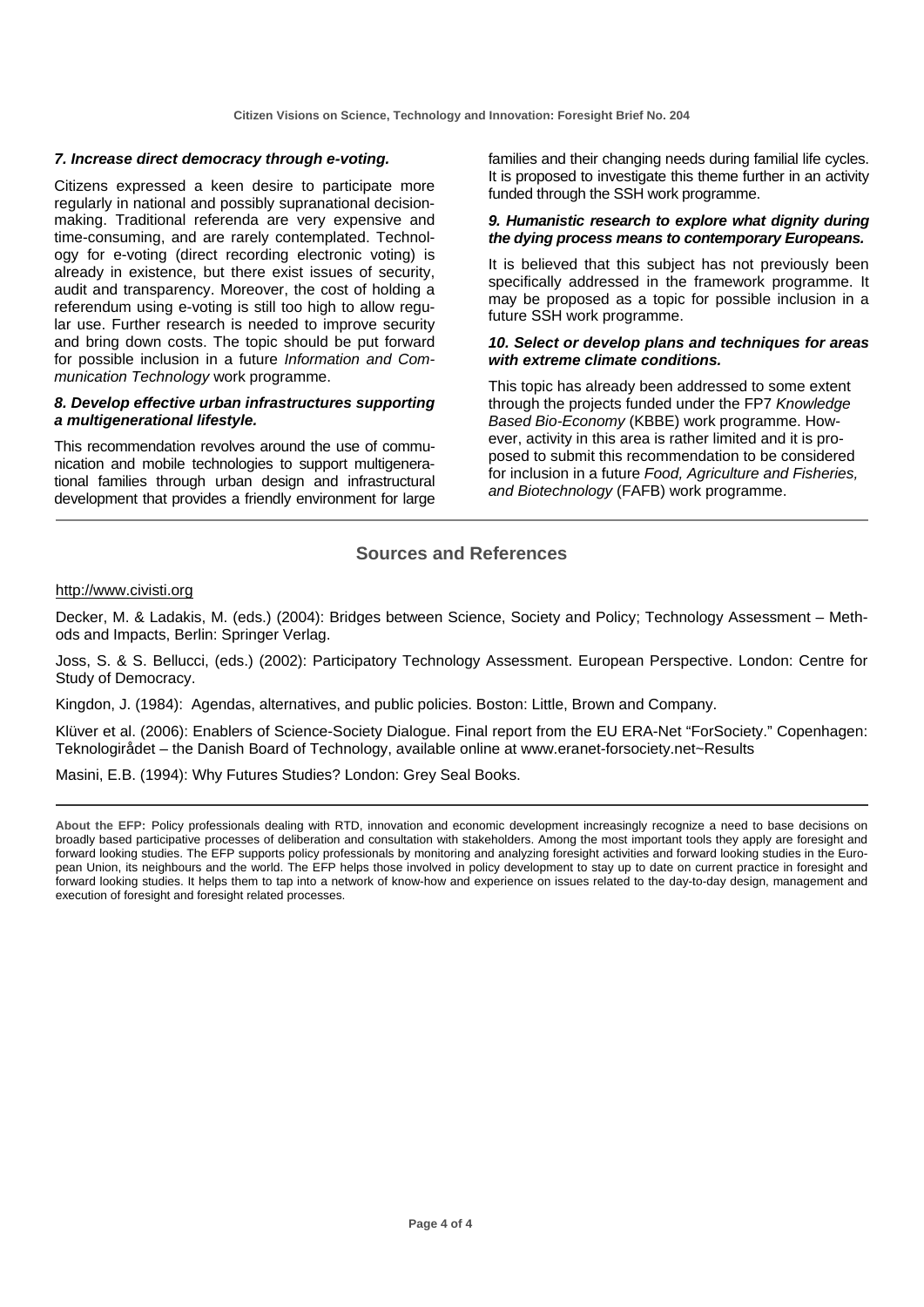***7. Increase direct democracy through e-voting.***

Citizens expressed a keen desire to participate more regularly in national and possibly supranational decision-making. Traditional referenda are very expensive and time-consuming, and are rarely contemplated. Technology for e-voting (direct recording electronic voting) is already in existence, but there exist issues of security, audit and transparency. Moreover, the cost of holding a referendum using e-voting is still too high to allow regular use. Further research is needed to improve security and bring down costs. The topic should be put forward for possible inclusion in a future *Information and Communication Technology* work programme.

***8. Develop effective urban infrastructures supporting a multigenerational lifestyle.***

This recommendation revolves around the use of communication and mobile technologies to support multigenerational families through urban design and infrastructural development that provides a friendly environment for large families and their changing needs during familial life cycles. It is proposed to investigate this theme further in an activity funded through the SSH work programme.

***9. Humanistic research to explore what dignity during the dying process means to contemporary Europeans.***

It is believed that this subject has not previously been specifically addressed in the framework programme. It may be proposed as a topic for possible inclusion in a future SSH work programme.

***10. Select or develop plans and techniques for areas with extreme climate conditions.***

This topic has already been addressed to some extent through the projects funded under the FP7 *Knowledge Based Bio-Economy* (KBBE) work programme. However, activity in this area is rather limited and it is proposed to submit this recommendation to be considered for inclusion in a future *Food, Agriculture and Fisheries, and Biotechnology* (FAFB) work programme.

## Sources and References

http://www.civisti.org

Decker, M. & Ladakis, M. (eds.) (2004): Bridges between Science, Society and Policy; Technology Assessment – Methods and Impacts, Berlin: Springer Verlag.

Joss, S. & S. Bellucci, (eds.) (2002): Participatory Technology Assessment. European Perspective. London: Centre for Study of Democracy.

Kingdon, J. (1984): Agendas, alternatives, and public policies. Boston: Little, Brown and Company.

Klüver et al. (2006): Enablers of Science-Society Dialogue. Final report from the EU ERA-Net "ForSociety." Copenhagen: Teknologirådet – the Danish Board of Technology, available online at www.eranet-forsociety.net~Results

Masini, E.B. (1994): Why Futures Studies? London: Grey Seal Books.

**About the EFP:** Policy professionals dealing with RTD, innovation and economic development increasingly recognize a need to base decisions on broadly based participative processes of deliberation and consultation with stakeholders. Among the most important tools they apply are foresight and forward looking studies. The EFP supports policy professionals by monitoring and analyzing foresight activities and forward looking studies in the European Union, its neighbours and the world. The EFP helps those involved in policy development to stay up to date on current practice in foresight and forward looking studies. It helps them to tap into a network of know-how and experience on issues related to the day-to-day design, management and execution of foresight and foresight related processes.